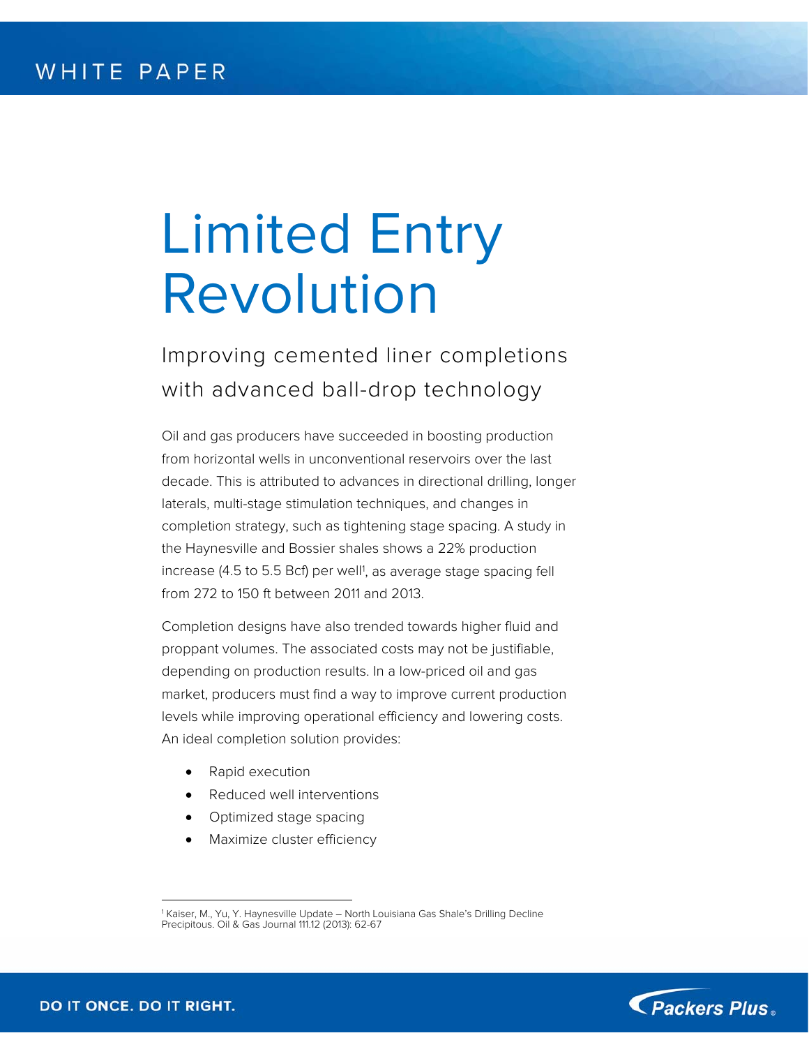WHITE PAPER

# Limited Entry Revolution

## Improving cemented liner completions with advanced ball-drop technology

Oil and gas producers have succeeded in boosting production from horizontal wells in unconventional reservoirs over the last decade. This is attributed to advances in directional drilling, longer laterals, multi-stage stimulation techniques, and changes in completion strategy, such as tightening stage spacing. A study in the Haynesville and Bossier shales shows a 22% production increase (4.5 to 5.5 Bcf) per well[1], as average stage spacing fell from 272 to 150 ft between 2011 and 2013.

Completion designs have also trended towards higher fluid and proppant volumes. The associated costs may not be justifiable, depending on production results. In a low-priced oil and gas market, producers must find a way to improve current production levels while improving operational efficiency and lowering costs. An ideal completion solution provides:

- Rapid execution
- Reduced well interventions
- Optimized stage spacing
- Maximize cluster efficiency

[1] Kaiser, M., Yu, Y. Haynesville Update – North Louisiana Gas Shale's Drilling Decline Precipitous. Oil & Gas Journal 111.12 (2013): 62-67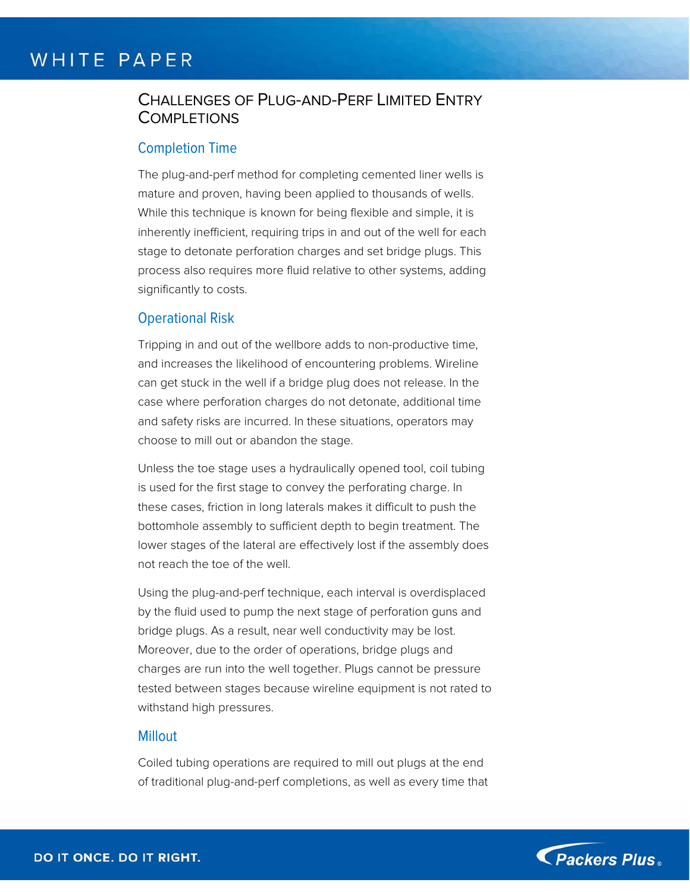## Challenges of Plug-and-Perf Limited Entry Completions

### Completion Time

The plug-and-perf method for completing cemented liner wells is mature and proven, having been applied to thousands of wells. While this technique is known for being flexible and simple, it is inherently inefficient, requiring trips in and out of the well for each stage to detonate perforation charges and set bridge plugs. This process also requires more fluid relative to other systems, adding significantly to costs.

### Operational Risk

Tripping in and out of the wellbore adds to non-productive time, and increases the likelihood of encountering problems. Wireline can get stuck in the well if a bridge plug does not release. In the case where perforation charges do not detonate, additional time and safety risks are incurred. In these situations, operators may choose to mill out or abandon the stage.

Unless the toe stage uses a hydraulically opened tool, coil tubing is used for the first stage to convey the perforating charge. In these cases, friction in long laterals makes it difficult to push the bottomhole assembly to sufficient depth to begin treatment. The lower stages of the lateral are effectively lost if the assembly does not reach the toe of the well.

Using the plug-and-perf technique, each interval is overdisplaced by the fluid used to pump the next stage of perforation guns and bridge plugs. As a result, near well conductivity may be lost. Moreover, due to the order of operations, bridge plugs and charges are run into the well together. Plugs cannot be pressure tested between stages because wireline equipment is not rated to withstand high pressures.

### Millout

Coiled tubing operations are required to mill out plugs at the end of traditional plug-and-perf completions, as well as every time that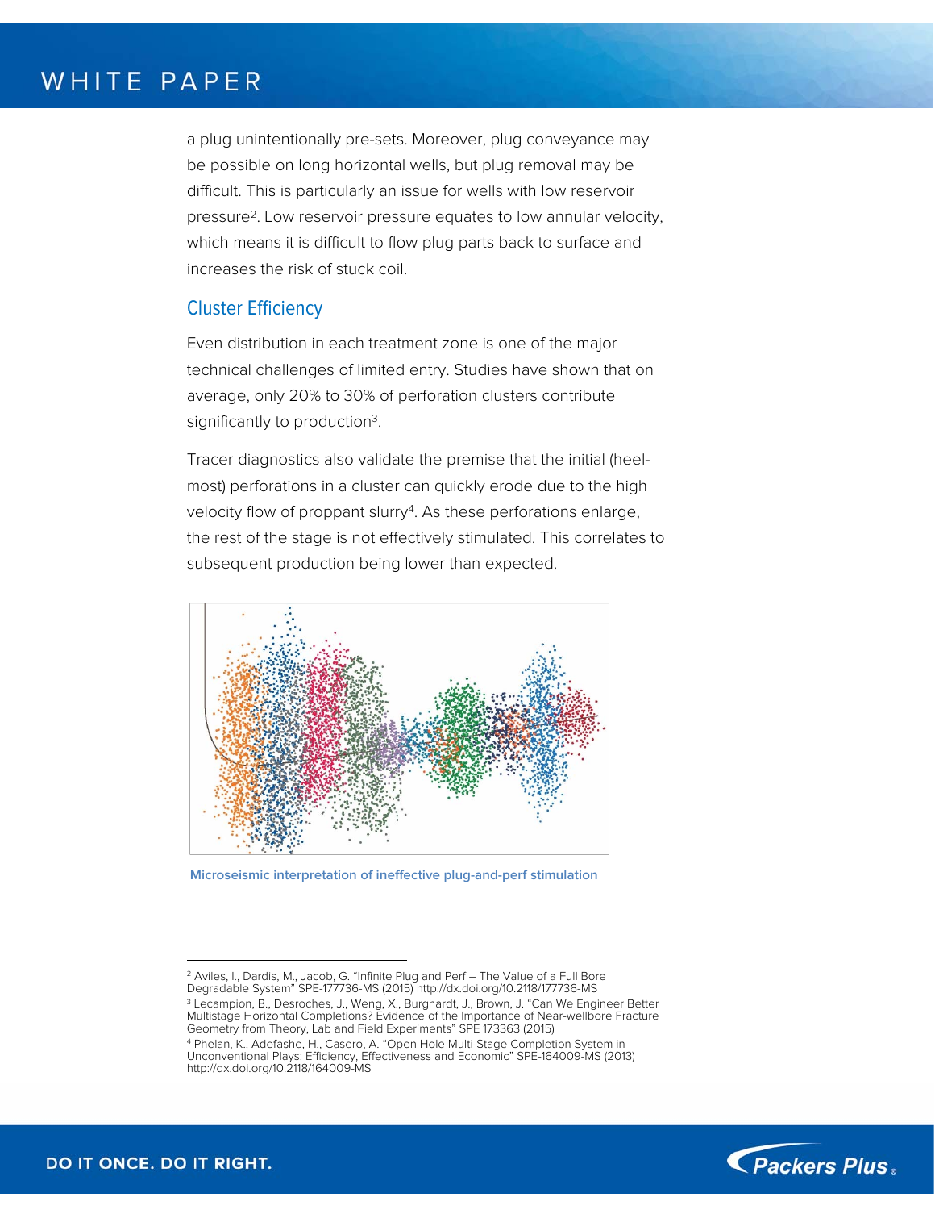a plug unintentionally pre-sets. Moreover, plug conveyance may be possible on long horizontal wells, but plug removal may be difficult. This is particularly an issue for wells with low reservoir pressure[2]. Low reservoir pressure equates to low annular velocity, which means it is difficult to flow plug parts back to surface and increases the risk of stuck coil.

## Cluster Efficiency

Even distribution in each treatment zone is one of the major technical challenges of limited entry. Studies have shown that on average, only 20% to 30% of perforation clusters contribute significantly to production[3].

Tracer diagnostics also validate the premise that the initial (heel-most) perforations in a cluster can quickly erode due to the high velocity flow of proppant slurry[4]. As these perforations enlarge, the rest of the stage is not effectively stimulated. This correlates to subsequent production being lower than expected.

Microseismic interpretation of ineffective plug-and-perf stimulation

---

[2] Aviles, I., Dardis, M., Jacob, G. "Infinite Plug and Perf – The Value of a Full Bore Degradable System" SPE-177736-MS (2015) http://dx.doi.org/10.2118/177736-MS

[3] Lecampion, B., Desroches, J., Weng, X., Burghardt, J., Brown, J. "Can We Engineer Better Multistage Horizontal Completions? Evidence of the Importance of Near-wellbore Fracture Geometry from Theory, Lab and Field Experiments" SPE 173363 (2015)

[4] Phelan, K., Adefashe, H., Casero, A. "Open Hole Multi-Stage Completion System in Unconventional Plays: Efficiency, Effectiveness and Economic" SPE-164009-MS (2013) http://dx.doi.org/10.2118/164009-MS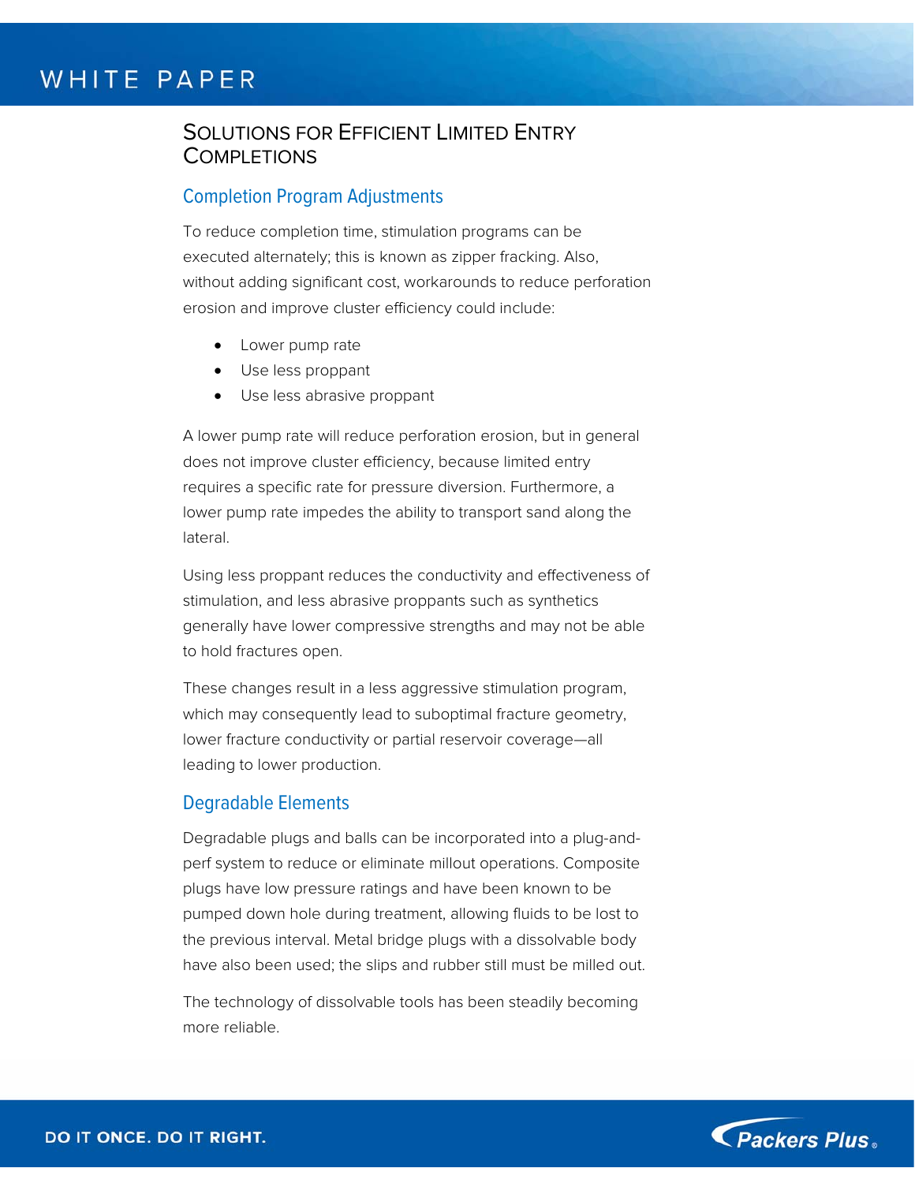## Solutions for Efficient Limited Entry Completions

### Completion Program Adjustments

To reduce completion time, stimulation programs can be executed alternately; this is known as zipper fracking. Also, without adding significant cost, workarounds to reduce perforation erosion and improve cluster efficiency could include:

- Lower pump rate
- Use less proppant
- Use less abrasive proppant

A lower pump rate will reduce perforation erosion, but in general does not improve cluster efficiency, because limited entry requires a specific rate for pressure diversion. Furthermore, a lower pump rate impedes the ability to transport sand along the lateral.

Using less proppant reduces the conductivity and effectiveness of stimulation, and less abrasive proppants such as synthetics generally have lower compressive strengths and may not be able to hold fractures open.

These changes result in a less aggressive stimulation program, which may consequently lead to suboptimal fracture geometry, lower fracture conductivity or partial reservoir coverage—all leading to lower production.

### Degradable Elements

Degradable plugs and balls can be incorporated into a plug-and-perf system to reduce or eliminate millout operations. Composite plugs have low pressure ratings and have been known to be pumped down hole during treatment, allowing fluids to be lost to the previous interval. Metal bridge plugs with a dissolvable body have also been used; the slips and rubber still must be milled out.

The technology of dissolvable tools has been steadily becoming more reliable.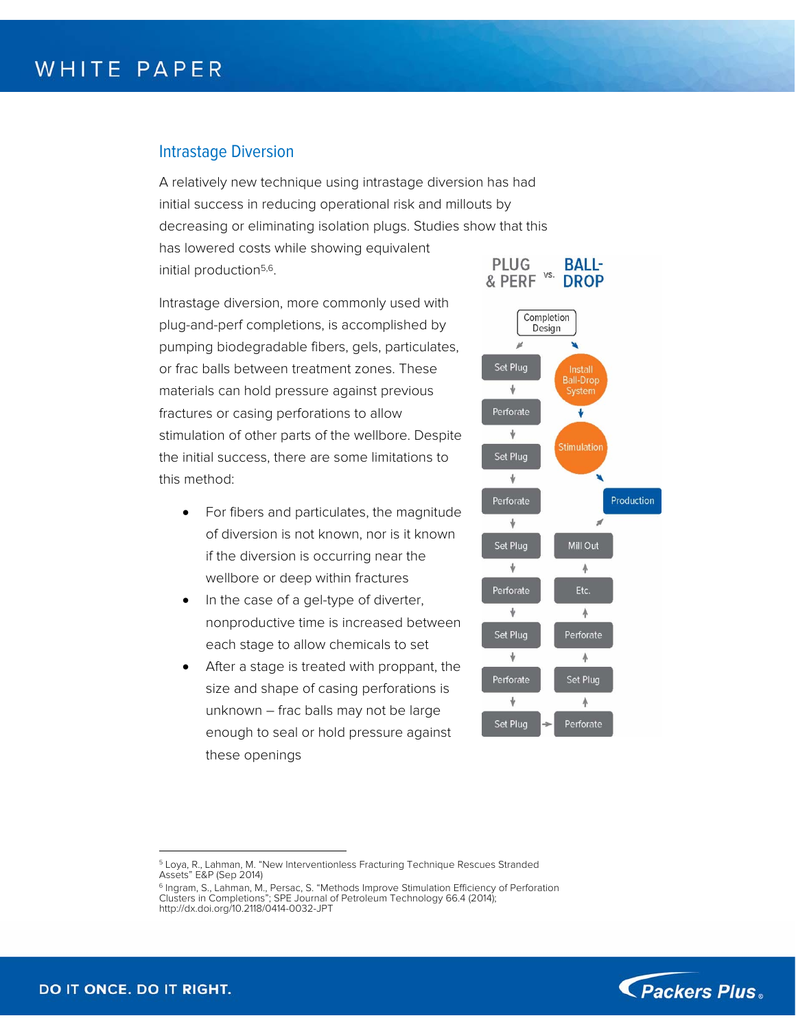## Intrastage Diversion

A relatively new technique using intrastage diversion has had initial success in reducing operational risk and millouts by decreasing or eliminating isolation plugs. Studies show that this has lowered costs while showing equivalent initial production[5,6].

Intrastage diversion, more commonly used with plug-and-perf completions, is accomplished by pumping biodegradable fibers, gels, particulates, or frac balls between treatment zones. These materials can hold pressure against previous fractures or casing perforations to allow stimulation of other parts of the wellbore. Despite the initial success, there are some limitations to this method:

- For fibers and particulates, the magnitude of diversion is not known, nor is it known if the diversion is occurring near the wellbore or deep within fractures
- In the case of a gel-type of diverter, nonproductive time is increased between each stage to allow chemicals to set
- After a stage is treated with proppant, the size and shape of casing perforations is unknown – frac balls may not be large enough to seal or hold pressure against these openings

**PLUG & PERF vs. BALL-DROP**

Completion Design

Plug & Perf: Set Plug → Perforate → Set Plug → Perforate → Set Plug → Perforate → Set Plug → Perforate → Set Plug → Perforate → Set Plug → Perforate → Etc. → Mill Out → Production

Ball-Drop: Install Ball-Drop System → Stimulation → Production

---

[5] Loya, R., Lahman, M. "New Interventionless Fracturing Technique Rescues Stranded Assets" E&P (Sep 2014)

[6] Ingram, S., Lahman, M., Persac, S. "Methods Improve Stimulation Efficiency of Perforation Clusters in Completions"; SPE Journal of Petroleum Technology 66.4 (2014); http://dx.doi.org/10.2118/0414-0032-JPT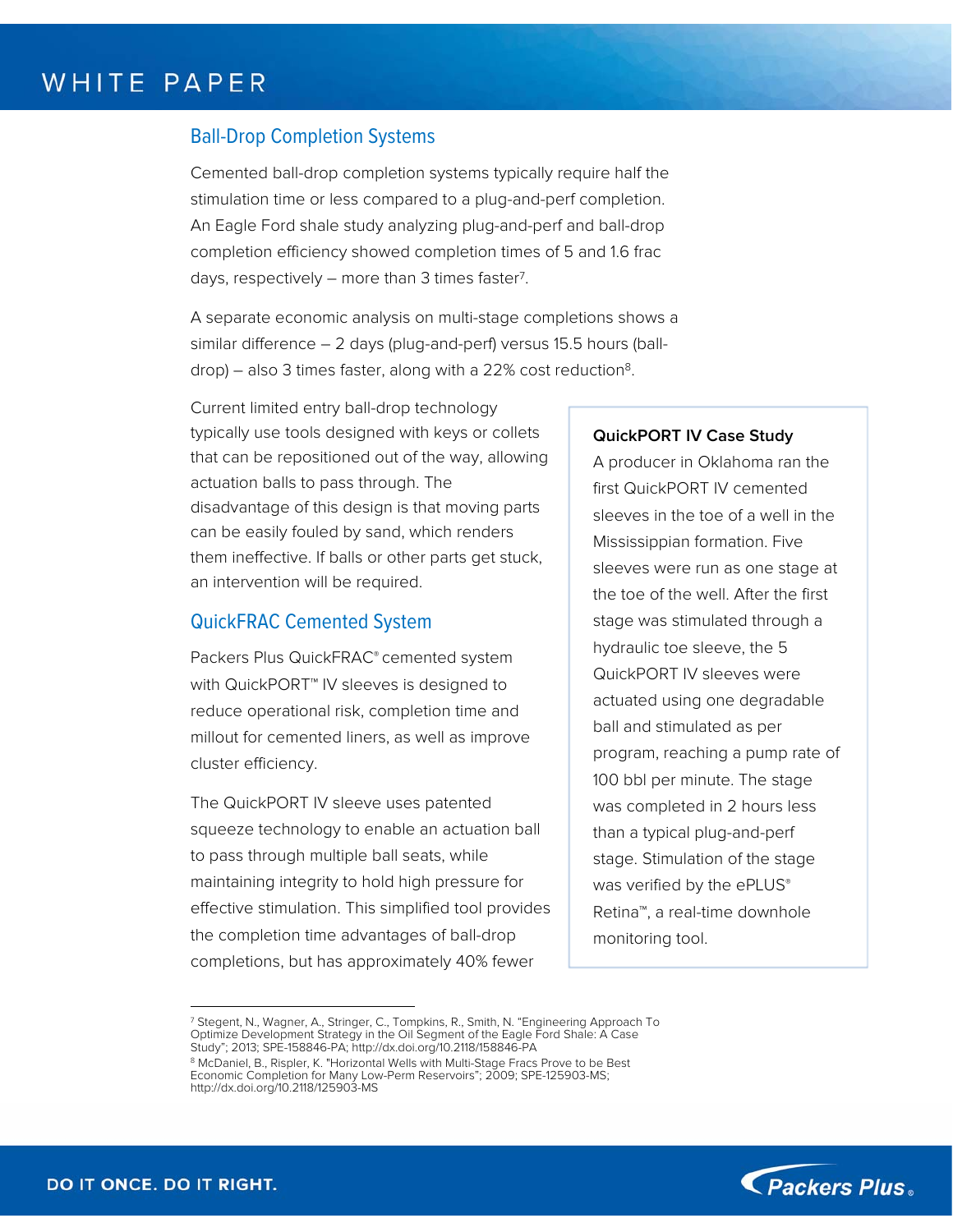## Ball-Drop Completion Systems

Cemented ball-drop completion systems typically require half the stimulation time or less compared to a plug-and-perf completion. An Eagle Ford shale study analyzing plug-and-perf and ball-drop completion efficiency showed completion times of 5 and 1.6 frac days, respectively – more than 3 times faster[7].

A separate economic analysis on multi-stage completions shows a similar difference – 2 days (plug-and-perf) versus 15.5 hours (ball-drop) – also 3 times faster, along with a 22% cost reduction[8].

Current limited entry ball-drop technology typically use tools designed with keys or collets that can be repositioned out of the way, allowing actuation balls to pass through. The disadvantage of this design is that moving parts can be easily fouled by sand, which renders them ineffective. If balls or other parts get stuck, an intervention will be required.

## QuickFRAC Cemented System

Packers Plus QuickFRAC® cemented system with QuickPORT™ IV sleeves is designed to reduce operational risk, completion time and millout for cemented liners, as well as improve cluster efficiency.

The QuickPORT IV sleeve uses patented squeeze technology to enable an actuation ball to pass through multiple ball seats, while maintaining integrity to hold high pressure for effective stimulation. This simplified tool provides the completion time advantages of ball-drop completions, but has approximately 40% fewer

**QuickPORT IV Case Study**

A producer in Oklahoma ran the first QuickPORT IV cemented sleeves in the toe of a well in the Mississippian formation. Five sleeves were run as one stage at the toe of the well. After the first stage was stimulated through a hydraulic toe sleeve, the 5 QuickPORT IV sleeves were actuated using one degradable ball and stimulated as per program, reaching a pump rate of 100 bbl per minute. The stage was completed in 2 hours less than a typical plug-and-perf stage. Stimulation of the stage was verified by the ePLUS® Retina™, a real-time downhole monitoring tool.

---

[7] Stegent, N., Wagner, A., Stringer, C., Tompkins, R., Smith, N. "Engineering Approach To Optimize Development Strategy in the Oil Segment of the Eagle Ford Shale: A Case Study"; 2013; SPE-158846-PA; http://dx.doi.org/10.2118/158846-PA

[8] McDaniel, B., Rispler, K. "Horizontal Wells with Multi-Stage Fracs Prove to be Best Economic Completion for Many Low-Perm Reservoirs"; 2009; SPE-125903-MS; http://dx.doi.org/10.2118/125903-MS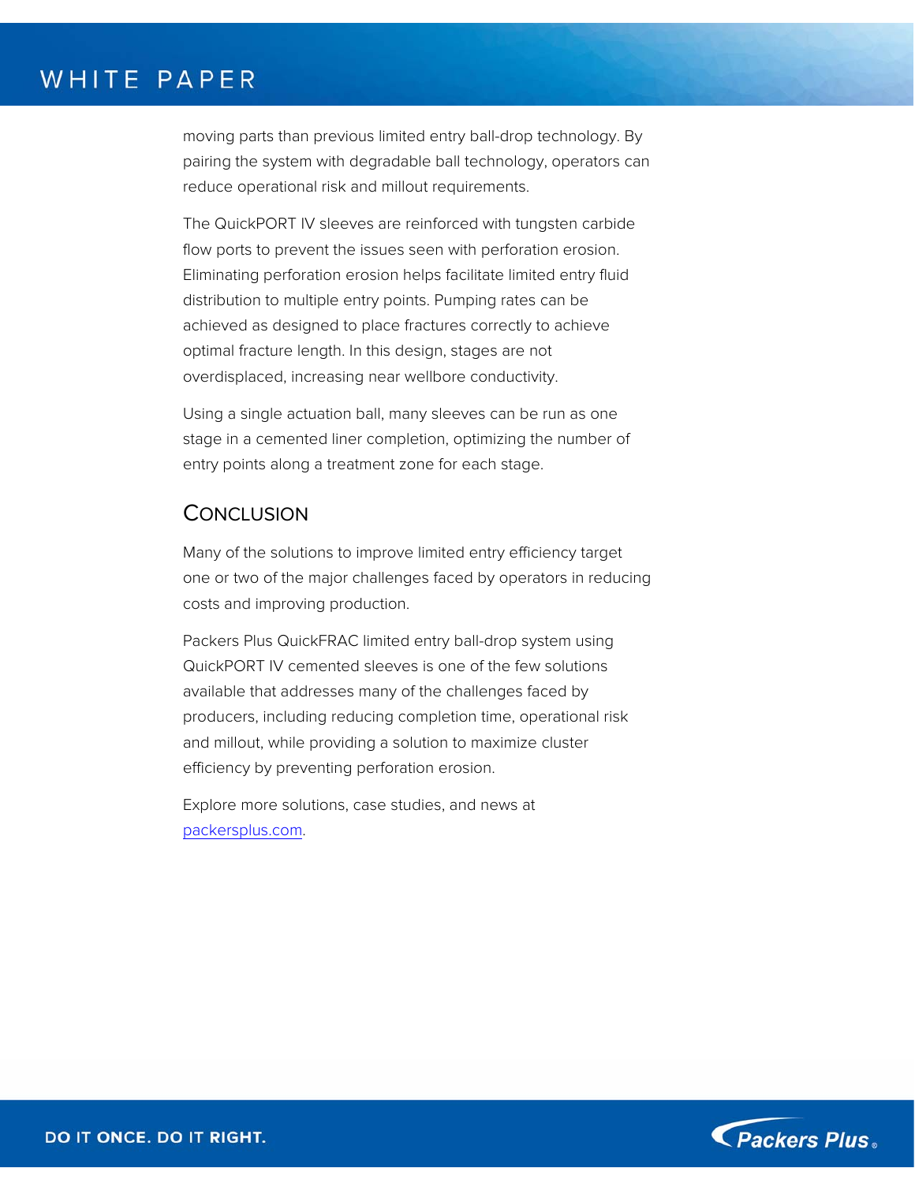moving parts than previous limited entry ball-drop technology. By pairing the system with degradable ball technology, operators can reduce operational risk and millout requirements.

The QuickPORT IV sleeves are reinforced with tungsten carbide flow ports to prevent the issues seen with perforation erosion. Eliminating perforation erosion helps facilitate limited entry fluid distribution to multiple entry points. Pumping rates can be achieved as designed to place fractures correctly to achieve optimal fracture length. In this design, stages are not overdisplaced, increasing near wellbore conductivity.

Using a single actuation ball, many sleeves can be run as one stage in a cemented liner completion, optimizing the number of entry points along a treatment zone for each stage.

## Conclusion

Many of the solutions to improve limited entry efficiency target one or two of the major challenges faced by operators in reducing costs and improving production.

Packers Plus QuickFRAC limited entry ball-drop system using QuickPORT IV cemented sleeves is one of the few solutions available that addresses many of the challenges faced by producers, including reducing completion time, operational risk and millout, while providing a solution to maximize cluster efficiency by preventing perforation erosion.

Explore more solutions, case studies, and news at [packersplus.com](https://packersplus.com).